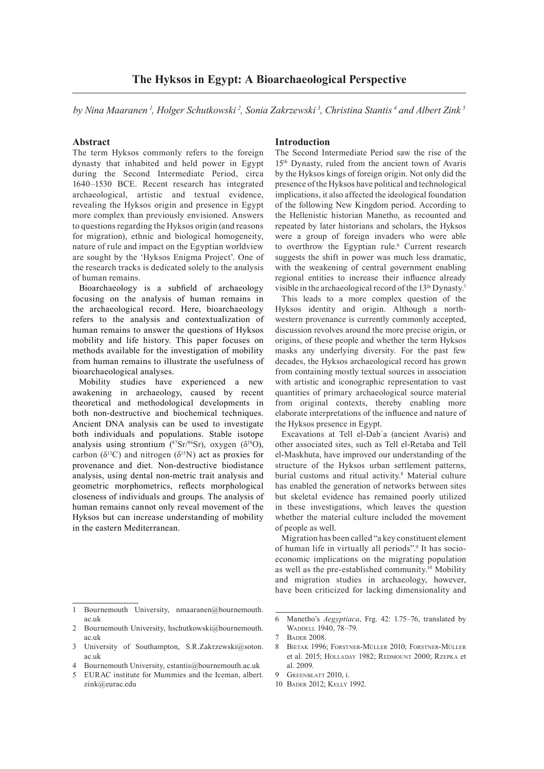# The Hyksos in Egypt: A Bioarchaeological Perspective

*by Nina Maaranen [1], Holger Schutkowski [2], Sonia Zakrzewski [3], Christina Stantis [4] and Albert Zink [5]*

## Abstract

The term Hyksos commonly refers to the foreign dynasty that inhabited and held power in Egypt during the Second Intermediate Period, circa 1640–1530 BCE. Recent research has integrated archaeological, artistic and textual evidence, revealing the Hyksos origin and presence in Egypt more complex than previously envisioned. Answers to questions regarding the Hyksos origin (and reasons for migration), ethnic and biological homogeneity, nature of rule and impact on the Egyptian worldview are sought by the 'Hyksos Enigma Project'. One of the research tracks is dedicated solely to the analysis of human remains.

Bioarchaeology is a subfield of archaeology focusing on the analysis of human remains in the archaeological record. Here, bioarchaeology refers to the analysis and contextualization of human remains to answer the questions of Hyksos mobility and life history. This paper focuses on methods available for the investigation of mobility from human remains to illustrate the usefulness of bioarchaeological analyses.

Mobility studies have experienced a new awakening in archaeology, caused by recent theoretical and methodological developments in both non-destructive and biochemical techniques. Ancient DNA analysis can be used to investigate both individuals and populations. Stable isotope analysis using strontium ($^{87}Sr/^{86}Sr$), oxygen ($\delta^{18}O$), carbon ($\delta^{13}C$) and nitrogen ($\delta^{15}N$) act as proxies for provenance and diet. Non-destructive biodistance analysis, using dental non-metric trait analysis and geometric morphometrics, reflects morphological closeness of individuals and groups. The analysis of human remains cannot only reveal movement of the Hyksos but can increase understanding of mobility in the eastern Mediterranean.

## Introduction

The Second Intermediate Period saw the rise of the 15th Dynasty, ruled from the ancient town of Avaris by the Hyksos kings of foreign origin. Not only did the presence of the Hyksos have political and technological implications, it also affected the ideological foundation of the following New Kingdom period. According to the Hellenistic historian Manetho, as recounted and repeated by later historians and scholars, the Hyksos were a group of foreign invaders who were able to overthrow the Egyptian rule.[6] Current research suggests the shift in power was much less dramatic, with the weakening of central government enabling regional entities to increase their influence already visible in the archaeological record of the 13th Dynasty.[7]

This leads to a more complex question of the Hyksos identity and origin. Although a north-western provenance is currently commonly accepted, discussion revolves around the more precise origin, or origins, of these people and whether the term Hyksos masks any underlying diversity. For the past few decades, the Hyksos archaeological record has grown from containing mostly textual sources in association with artistic and iconographic representation to vast quantities of primary archaeological source material from original contexts, thereby enabling more elaborate interpretations of the influence and nature of the Hyksos presence in Egypt.

Excavations at Tell el-Dabʿa (ancient Avaris) and other associated sites, such as Tell el-Retaba and Tell el-Maskhuta, have improved our understanding of the structure of the Hyksos urban settlement patterns, burial customs and ritual activity.[8] Material culture has enabled the generation of networks between sites but skeletal evidence has remained poorly utilized in these investigations, which leaves the question whether the material culture included the movement of people as well.

Migration has been called "a key constituent element of human life in virtually all periods".[9] It has socio-economic implications on the migrating population as well as the pre-established community.[10] Mobility and migration studies in archaeology, however, have been criticized for lacking dimensionality and

---

1 Bournemouth University, nmaaranen@bournemouth.ac.uk

2 Bournemouth University, hschutkowski@bournemouth.ac.uk

3 University of Southampton, S.R.Zakrzewski@soton.ac.uk

4 Bournemouth University, cstantis@bournemouth.ac.uk

5 EURAC institute for Mummies and the Iceman, albert.zink@eurac.edu

6 Manetho's *Aegyptiaca*, Frg. 42: 1.75–76, translated by Waddell 1940, 78–79.

7 Bader 2008.

8 Bietak 1996; Forstner-Müller 2010; Forstner-Müller et al. 2015; Holladay 1982; Redmount 2000; Rzepka et al. 2009.

9 Greenblatt 2010, i.

10 Bader 2012; Kelly 1992.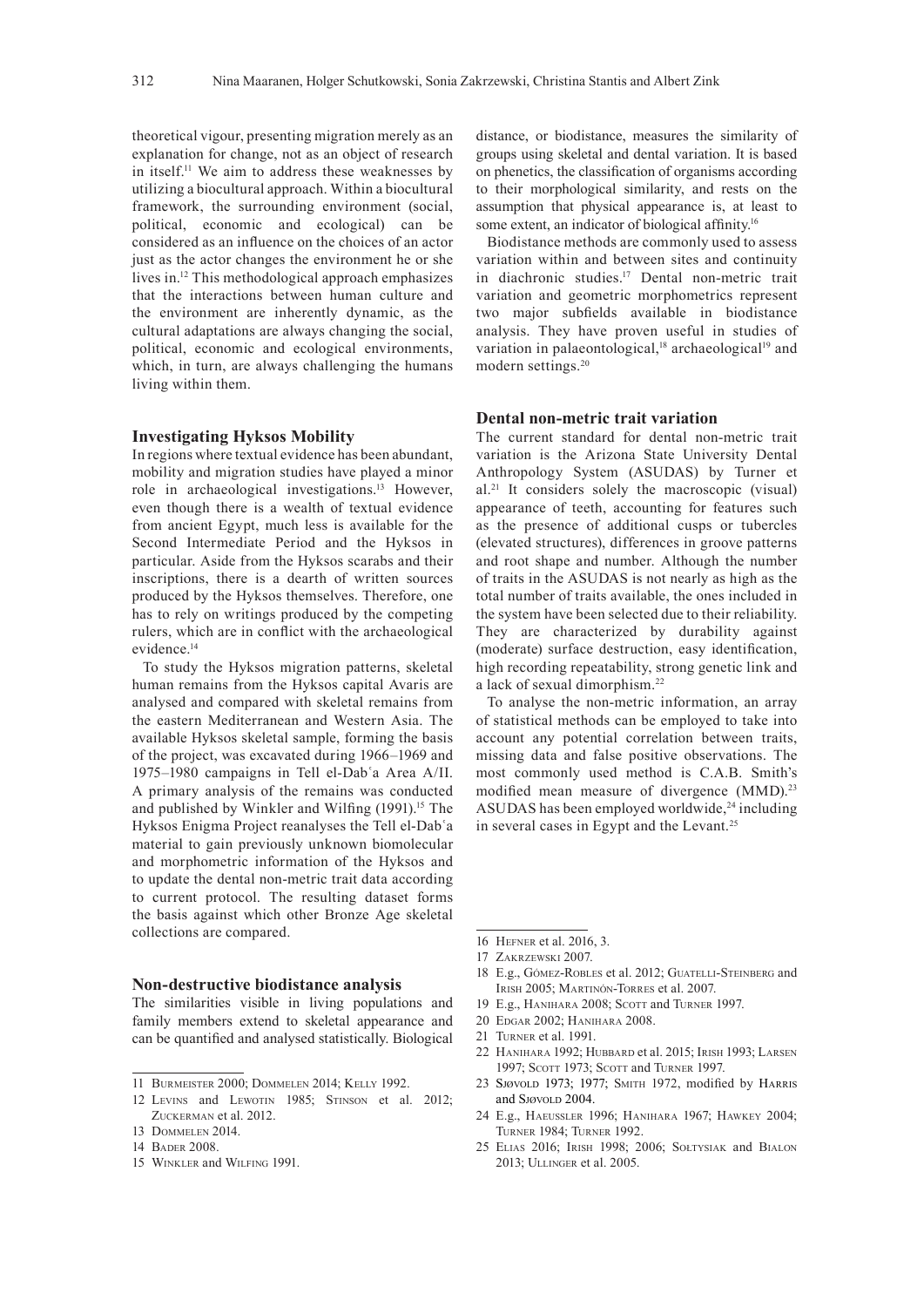theoretical vigour, presenting migration merely as an explanation for change, not as an object of research in itself.[11] We aim to address these weaknesses by utilizing a biocultural approach. Within a biocultural framework, the surrounding environment (social, political, economic and ecological) can be considered as an influence on the choices of an actor just as the actor changes the environment he or she lives in.[12] This methodological approach emphasizes that the interactions between human culture and the environment are inherently dynamic, as the cultural adaptations are always changing the social, political, economic and ecological environments, which, in turn, are always challenging the humans living within them.

## Investigating Hyksos Mobility

In regions where textual evidence has been abundant, mobility and migration studies have played a minor role in archaeological investigations.[13] However, even though there is a wealth of textual evidence from ancient Egypt, much less is available for the Second Intermediate Period and the Hyksos in particular. Aside from the Hyksos scarabs and their inscriptions, there is a dearth of written sources produced by the Hyksos themselves. Therefore, one has to rely on writings produced by the competing rulers, which are in conflict with the archaeological evidence.[14]

To study the Hyksos migration patterns, skeletal human remains from the Hyksos capital Avaris are analysed and compared with skeletal remains from the eastern Mediterranean and Western Asia. The available Hyksos skeletal sample, forming the basis of the project, was excavated during 1966–1969 and 1975–1980 campaigns in Tell el-Dabʿa Area A/II. A primary analysis of the remains was conducted and published by Winkler and Wilfing (1991).[15] The Hyksos Enigma Project reanalyses the Tell el-Dabʿa material to gain previously unknown biomolecular and morphometric information of the Hyksos and to update the dental non-metric trait data according to current protocol. The resulting dataset forms the basis against which other Bronze Age skeletal collections are compared.

## Non-destructive biodistance analysis

The similarities visible in living populations and family members extend to skeletal appearance and can be quantified and analysed statistically. Biological distance, or biodistance, measures the similarity of groups using skeletal and dental variation. It is based on phenetics, the classification of organisms according to their morphological similarity, and rests on the assumption that physical appearance is, at least to some extent, an indicator of biological affinity.[16]

Biodistance methods are commonly used to assess variation within and between sites and continuity in diachronic studies.[17] Dental non-metric trait variation and geometric morphometrics represent two major subfields available in biodistance analysis. They have proven useful in studies of variation in palaeontological,[18] archaeological[19] and modern settings.[20]

## Dental non-metric trait variation

The current standard for dental non-metric trait variation is the Arizona State University Dental Anthropology System (ASUDAS) by Turner et al.[21] It considers solely the macroscopic (visual) appearance of teeth, accounting for features such as the presence of additional cusps or tubercles (elevated structures), differences in groove patterns and root shape and number. Although the number of traits in the ASUDAS is not nearly as high as the total number of traits available, the ones included in the system have been selected due to their reliability. They are characterized by durability against (moderate) surface destruction, easy identification, high recording repeatability, strong genetic link and a lack of sexual dimorphism.[22]

To analyse the non-metric information, an array of statistical methods can be employed to take into account any potential correlation between traits, missing data and false positive observations. The most commonly used method is C.A.B. Smith's modified mean measure of divergence (MMD).[23] ASUDAS has been employed worldwide,[24] including in several cases in Egypt and the Levant.[25]

---

11 Burmeister 2000; Dommelen 2014; Kelly 1992.

12 Levins and Lewotin 1985; Stinson et al. 2012; Zuckerman et al. 2012.

13 Dommelen 2014.

14 Bader 2008.

15 Winkler and Wilfing 1991.

16 Hefner et al. 2016, 3.

17 Zakrzewski 2007.

18 E.g., Gómez-Robles et al. 2012; Guatelli-Steinberg and Irish 2005; Martinón-Torres et al. 2007.

19 E.g., Hanihara 2008; Scott and Turner 1997.

20 Edgar 2002; Hanihara 2008.

21 Turner et al. 1991.

22 Hanihara 1992; Hubbard et al. 2015; Irish 1993; Larsen 1997; Scott 1973; Scott and Turner 1997.

23 Sjøvold 1973; 1977; Smith 1972, modified by Harris and Sjøvold 2004.

24 E.g., Haeussler 1996; Hanihara 1967; Hawkey 2004; Turner 1984; Turner 1992.

25 Elias 2016; Irish 1998; 2006; Soltysiak and Bialon 2013; Ullinger et al. 2005.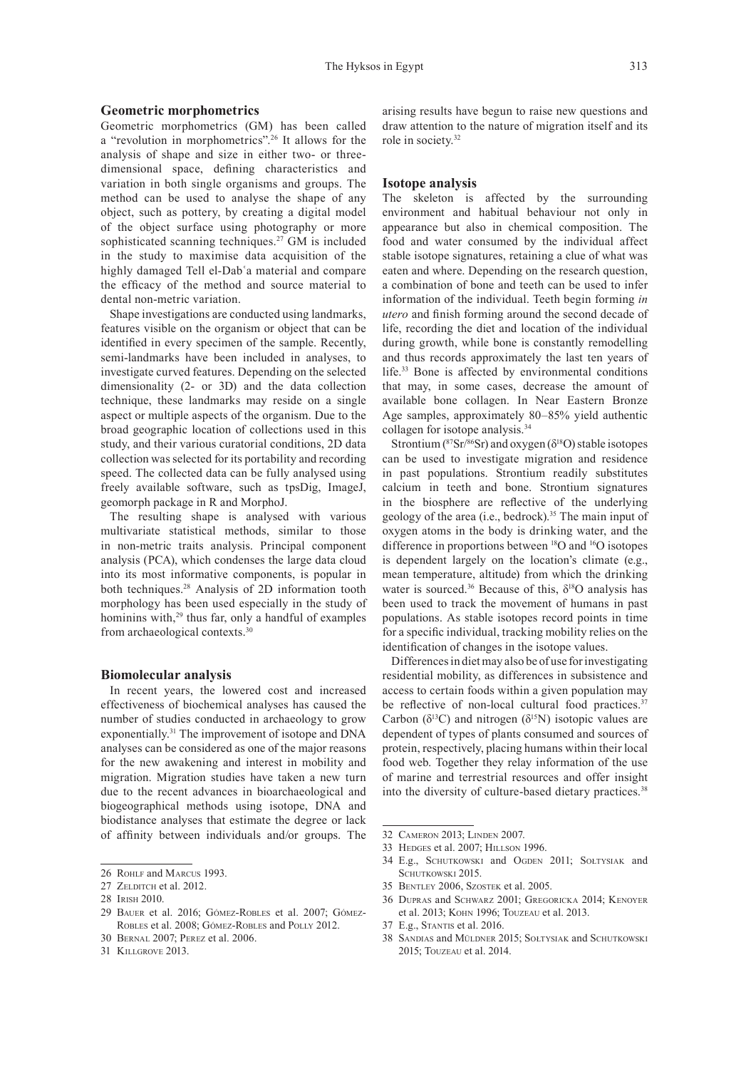## Geometric morphometrics

Geometric morphometrics (GM) has been called a "revolution in morphometrics".[26] It allows for the analysis of shape and size in either two- or three-dimensional space, defining characteristics and variation in both single organisms and groups. The method can be used to analyse the shape of any object, such as pottery, by creating a digital model of the object surface using photography or more sophisticated scanning techniques.[27] GM is included in the study to maximise data acquisition of the highly damaged Tell el-Dabʿa material and compare the efficacy of the method and source material to dental non-metric variation.

Shape investigations are conducted using landmarks, features visible on the organism or object that can be identified in every specimen of the sample. Recently, semi-landmarks have been included in analyses, to investigate curved features. Depending on the selected dimensionality (2- or 3D) and the data collection technique, these landmarks may reside on a single aspect or multiple aspects of the organism. Due to the broad geographic location of collections used in this study, and their various curatorial conditions, 2D data collection was selected for its portability and recording speed. The collected data can be fully analysed using freely available software, such as tpsDig, ImageJ, geomorph package in R and MorphoJ.

The resulting shape is analysed with various multivariate statistical methods, similar to those in non-metric traits analysis. Principal component analysis (PCA), which condenses the large data cloud into its most informative components, is popular in both techniques.[28] Analysis of 2D information tooth morphology has been used especially in the study of hominins with,[29] thus far, only a handful of examples from archaeological contexts.[30]

## Biomolecular analysis

In recent years, the lowered cost and increased effectiveness of biochemical analyses has caused the number of studies conducted in archaeology to grow exponentially.[31] The improvement of isotope and DNA analyses can be considered as one of the major reasons for the new awakening and interest in mobility and migration. Migration studies have taken a new turn due to the recent advances in bioarchaeological and biogeographical methods using isotope, DNA and biodistance analyses that estimate the degree or lack of affinity between individuals and/or groups. The arising results have begun to raise new questions and draw attention to the nature of migration itself and its role in society.[32]

## Isotope analysis

The skeleton is affected by the surrounding environment and habitual behaviour not only in appearance but also in chemical composition. The food and water consumed by the individual affect stable isotope signatures, retaining a clue of what was eaten and where. Depending on the research question, a combination of bone and teeth can be used to infer information of the individual. Teeth begin forming *in utero* and finish forming around the second decade of life, recording the diet and location of the individual during growth, while bone is constantly remodelling and thus records approximately the last ten years of life.[33] Bone is affected by environmental conditions that may, in some cases, decrease the amount of available bone collagen. In Near Eastern Bronze Age samples, approximately 80–85% yield authentic collagen for isotope analysis.[34]

Strontium ($^{87}Sr/^{86}Sr$) and oxygen ($\delta^{18}O$) stable isotopes can be used to investigate migration and residence in past populations. Strontium readily substitutes calcium in teeth and bone. Strontium signatures in the biosphere are reflective of the underlying geology of the area (i.e., bedrock).[35] The main input of oxygen atoms in the body is drinking water, and the difference in proportions between $^{18}O$ and $^{16}O$ isotopes is dependent largely on the location's climate (e.g., mean temperature, altitude) from which the drinking water is sourced.[36] Because of this, $\delta^{18}O$ analysis has been used to track the movement of humans in past populations. As stable isotopes record points in time for a specific individual, tracking mobility relies on the identification of changes in the isotope values.

Differences in diet may also be of use for investigating residential mobility, as differences in subsistence and access to certain foods within a given population may be reflective of non-local cultural food practices.[37] Carbon ($\delta^{13}C$) and nitrogen ($\delta^{15}N$) isotopic values are dependent of types of plants consumed and sources of protein, respectively, placing humans within their local food web. Together they relay information of the use of marine and terrestrial resources and offer insight into the diversity of culture-based dietary practices.[38]

---

26 Rohlf and Marcus 1993.

27 Zelditch et al. 2012.

28 Irish 2010.

29 Bauer et al. 2016; Gómez-Robles et al. 2007; Gómez-Robles et al. 2008; Gómez-Robles and Polly 2012.

30 Bernal 2007; Perez et al. 2006.

31 Killgrove 2013.

32 Cameron 2013; Linden 2007.

33 Hedges et al. 2007; Hillson 1996.

34 E.g., Schutkowski and Ogden 2011; Sołtysiak and Schutkowski 2015.

35 Bentley 2006, Szostek et al. 2005.

36 Dupras and Schwarz 2001; Gregoricka 2014; Kenoyer et al. 2013; Kohn 1996; Touzeau et al. 2013.

37 E.g., Stantis et al. 2016.

38 Sandias and Müldner 2015; Sołtysiak and Schutkowski 2015; Touzeau et al. 2014.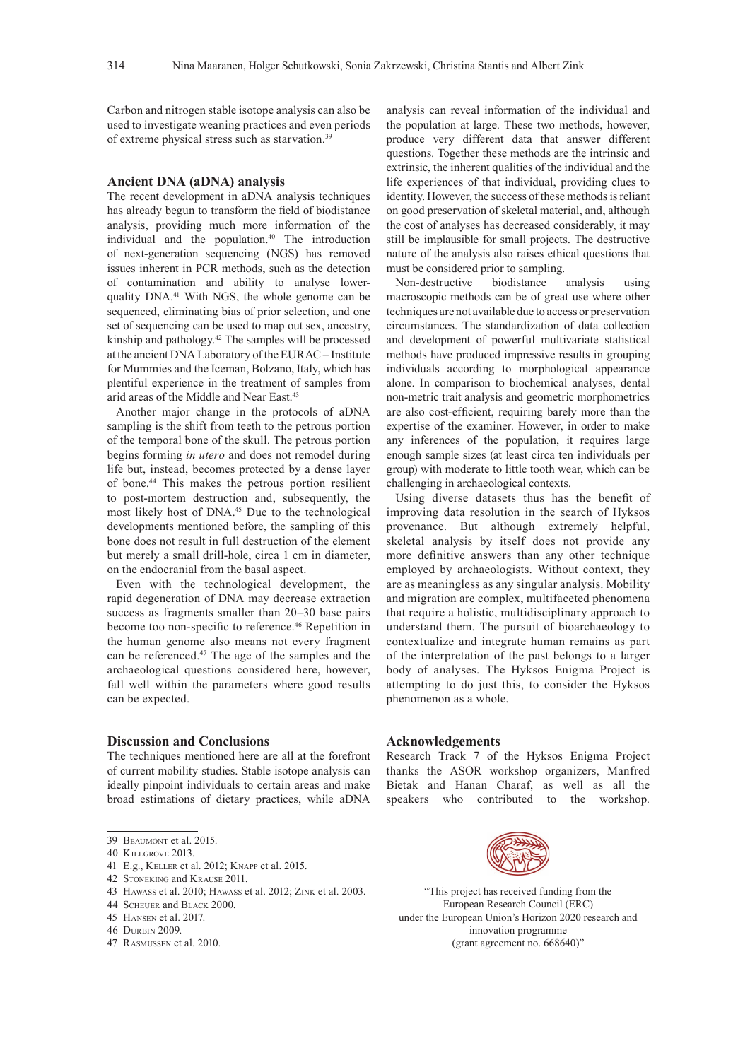Carbon and nitrogen stable isotope analysis can also be used to investigate weaning practices and even periods of extreme physical stress such as starvation.[39]

## Ancient DNA (aDNA) analysis

The recent development in aDNA analysis techniques has already begun to transform the field of biodistance analysis, providing much more information of the individual and the population.[40] The introduction of next-generation sequencing (NGS) has removed issues inherent in PCR methods, such as the detection of contamination and ability to analyse lower-quality DNA.[41] With NGS, the whole genome can be sequenced, eliminating bias of prior selection, and one set of sequencing can be used to map out sex, ancestry, kinship and pathology.[42] The samples will be processed at the ancient DNA Laboratory of the EURAC – Institute for Mummies and the Iceman, Bolzano, Italy, which has plentiful experience in the treatment of samples from arid areas of the Middle and Near East.[43]

Another major change in the protocols of aDNA sampling is the shift from teeth to the petrous portion of the temporal bone of the skull. The petrous portion begins forming *in utero* and does not remodel during life but, instead, becomes protected by a dense layer of bone.[44] This makes the petrous portion resilient to post-mortem destruction and, subsequently, the most likely host of DNA.[45] Due to the technological developments mentioned before, the sampling of this bone does not result in full destruction of the element but merely a small drill-hole, circa 1 cm in diameter, on the endocranial from the basal aspect.

Even with the technological development, the rapid degeneration of DNA may decrease extraction success as fragments smaller than 20–30 base pairs become too non-specific to reference.[46] Repetition in the human genome also means not every fragment can be referenced.[47] The age of the samples and the archaeological questions considered here, however, fall well within the parameters where good results can be expected.

## Discussion and Conclusions

The techniques mentioned here are all at the forefront of current mobility studies. Stable isotope analysis can ideally pinpoint individuals to certain areas and make broad estimations of dietary practices, while aDNA analysis can reveal information of the individual and the population at large. These two methods, however, produce very different data that answer different questions. Together these methods are the intrinsic and extrinsic, the inherent qualities of the individual and the life experiences of that individual, providing clues to identity. However, the success of these methods is reliant on good preservation of skeletal material, and, although the cost of analyses has decreased considerably, it may still be implausible for small projects. The destructive nature of the analysis also raises ethical questions that must be considered prior to sampling.

Non-destructive biodistance analysis using macroscopic methods can be of great use where other techniques are not available due to access or preservation circumstances. The standardization of data collection and development of powerful multivariate statistical methods have produced impressive results in grouping individuals according to morphological appearance alone. In comparison to biochemical analyses, dental non-metric trait analysis and geometric morphometrics are also cost-efficient, requiring barely more than the expertise of the examiner. However, in order to make any inferences of the population, it requires large enough sample sizes (at least circa ten individuals per group) with moderate to little tooth wear, which can be challenging in archaeological contexts.

Using diverse datasets thus has the benefit of improving data resolution in the search of Hyksos provenance. But although extremely helpful, skeletal analysis by itself does not provide any more definitive answers than any other technique employed by archaeologists. Without context, they are as meaningless as any singular analysis. Mobility and migration are complex, multifaceted phenomena that require a holistic, multidisciplinary approach to understand them. The pursuit of bioarchaeology to contextualize and integrate human remains as part of the interpretation of the past belongs to a larger body of analyses. The Hyksos Enigma Project is attempting to do just this, to consider the Hyksos phenomenon as a whole.

## Acknowledgements

Research Track 7 of the Hyksos Enigma Project thanks the ASOR workshop organizers, Manfred Bietak and Hanan Charaf, as well as all the speakers who contributed to the workshop.

"This project has received funding from the European Research Council (ERC) under the European Union's Horizon 2020 research and innovation programme (grant agreement no. 668640)"

---

39 Beaumont et al. 2015.
40 Killgrove 2013.
41 E.g., Keller et al. 2012; Knapp et al. 2015.
42 Stoneking and Krause 2011.
43 Hawass et al. 2010; Hawass et al. 2012; Zink et al. 2003.
44 Scheuer and Black 2000.
45 Hansen et al. 2017.
46 Durbin 2009.
47 Rasmussen et al. 2010.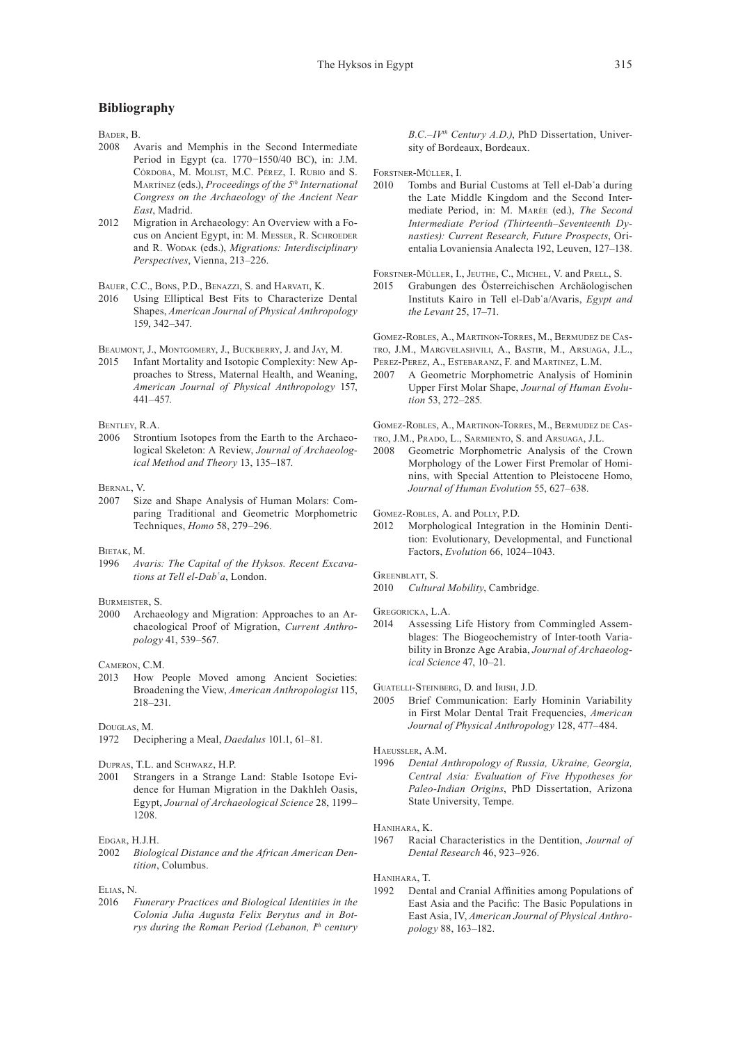## Bibliography

Bader, B.

2008 Avaris and Memphis in the Second Intermediate Period in Egypt (ca. 1770–1550/40 BC), in: J.M. Córdoba, M. Molist, M.C. Pérez, I. Rubio and S. Martínez (eds.), *Proceedings of the 5th International Congress on the Archaeology of the Ancient Near East*, Madrid.

2012 Migration in Archaeology: An Overview with a Focus on Ancient Egypt, in: M. Messer, R. Schroeder and R. Wodak (eds.), *Migrations: Interdisciplinary Perspectives*, Vienna, 213–226.

Bauer, C.C., Bons, P.D., Benazzi, S. and Harvati, K.

2016 Using Elliptical Best Fits to Characterize Dental Shapes, *American Journal of Physical Anthropology* 159, 342–347.

Beaumont, J., Montgomery, J., Buckberry, J. and Jay, M.

2015 Infant Mortality and Isotopic Complexity: New Approaches to Stress, Maternal Health, and Weaning, *American Journal of Physical Anthropology* 157, 441–457.

Bentley, R.A.

2006 Strontium Isotopes from the Earth to the Archaeological Skeleton: A Review, *Journal of Archaeological Method and Theory* 13, 135–187.

Bernal, V.

2007 Size and Shape Analysis of Human Molars: Comparing Traditional and Geometric Morphometric Techniques, *Homo* 58, 279–296.

Bietak, M.

1996 *Avaris: The Capital of the Hyksos. Recent Excavations at Tell el-Dabʿa*, London.

Burmeister, S.

2000 Archaeology and Migration: Approaches to an Archaeological Proof of Migration, *Current Anthropology* 41, 539–567.

Cameron, C.M.

2013 How People Moved among Ancient Societies: Broadening the View, *American Anthropologist* 115, 218–231.

Douglas, M.

1972 Deciphering a Meal, *Daedalus* 101.1, 61–81.

Dupras, T.L. and Schwarz, H.P.

2001 Strangers in a Strange Land: Stable Isotope Evidence for Human Migration in the Dakhleh Oasis, Egypt, *Journal of Archaeological Science* 28, 1199–1208.

Edgar, H.J.H.

2002 *Biological Distance and the African American Dentition*, Columbus.

Elias, N.

2016 *Funerary Practices and Biological Identities in the Colonia Julia Augusta Felix Berytus and in Botrys during the Roman Period (Lebanon, Ith century B.C.–IVth Century A.D.)*, PhD Dissertation, University of Bordeaux, Bordeaux.

Forstner-Müller, I.

2010 Tombs and Burial Customs at Tell el-Dabʿa during the Late Middle Kingdom and the Second Intermediate Period, in: M. Marée (ed.), *The Second Intermediate Period (Thirteenth–Seventeenth Dynasties): Current Research, Future Prospects*, Orientalia Lovaniensia Analecta 192, Leuven, 127–138.

Forstner-Müller, I., Jeuthe, C., Michel, V. and Prell, S.

2015 Grabungen des Österreichischen Archäologischen Instituts Kairo in Tell el-Dabʿa/Avaris, *Egypt and the Levant* 25, 17–71.

Gomez-Robles, A., Martinon-Torres, M., Bermudez de Castro, J.M., Margvelashvili, A., Bastir, M., Arsuaga, J.L., Perez-Perez, A., Estebaranz, F. and Martinez, L.M.

2007 A Geometric Morphometric Analysis of Hominin Upper First Molar Shape, *Journal of Human Evolution* 53, 272–285.

Gomez-Robles, A., Martinon-Torres, M., Bermudez de Castro, J.M., Prado, L., Sarmiento, S. and Arsuaga, J.L.

2008 Geometric Morphometric Analysis of the Crown Morphology of the Lower First Premolar of Hominins, with Special Attention to Pleistocene Homo, *Journal of Human Evolution* 55, 627–638.

Gomez-Robles, A. and Polly, P.D.

2012 Morphological Integration in the Hominin Dentition: Evolutionary, Developmental, and Functional Factors, *Evolution* 66, 1024–1043.

Greenblatt, S.

2010 *Cultural Mobility*, Cambridge.

Gregoricka, L.A.

2014 Assessing Life History from Commingled Assemblages: The Biogeochemistry of Inter-tooth Variability in Bronze Age Arabia, *Journal of Archaeological Science* 47, 10–21.

Guatelli-Steinberg, D. and Irish, J.D.

2005 Brief Communication: Early Hominin Variability in First Molar Dental Trait Frequencies, *American Journal of Physical Anthropology* 128, 477–484.

Haeussler, A.M.

1996 *Dental Anthropology of Russia, Ukraine, Georgia, Central Asia: Evaluation of Five Hypotheses for Paleo-Indian Origins*, PhD Dissertation, Arizona State University, Tempe.

Hanihara, K.

1967 Racial Characteristics in the Dentition, *Journal of Dental Research* 46, 923–926.

Hanihara, T.

1992 Dental and Cranial Affinities among Populations of East Asia and the Pacific: The Basic Populations in East Asia, IV, *American Journal of Physical Anthropology* 88, 163–182.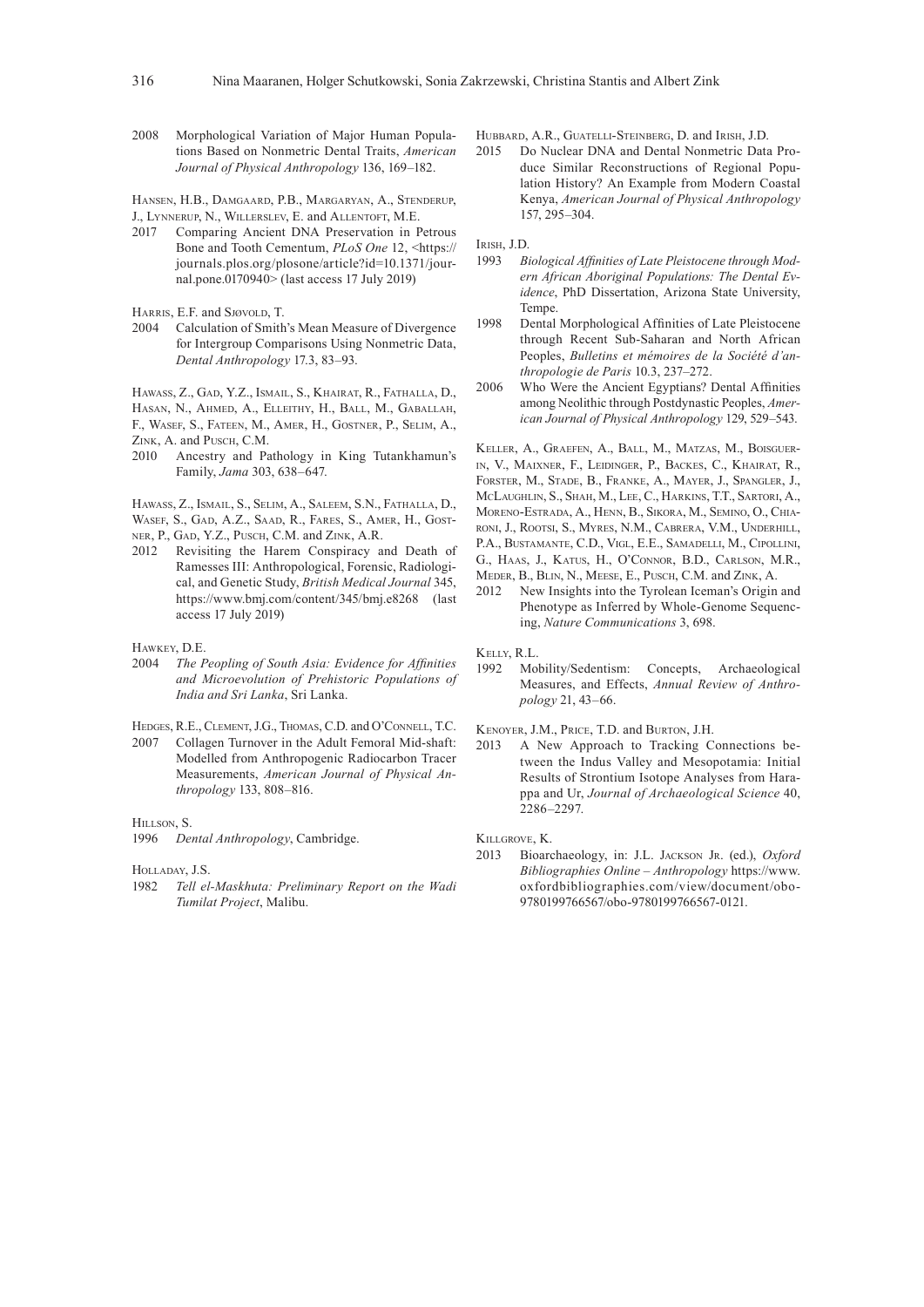2008 Morphological Variation of Major Human Populations Based on Nonmetric Dental Traits, *American Journal of Physical Anthropology* 136, 169–182.

Hansen, H.B., Damgaard, P.B., Margaryan, A., Stenderup, J., Lynnerup, N., Willerslev, E. and Allentoft, M.E.

2017 Comparing Ancient DNA Preservation in Petrous Bone and Tooth Cementum, *PLoS One* 12, <https://journals.plos.org/plosone/article?id=10.1371/journal.pone.0170940> (last access 17 July 2019)

Harris, E.F. and Sjøvold, T.

2004 Calculation of Smith's Mean Measure of Divergence for Intergroup Comparisons Using Nonmetric Data, *Dental Anthropology* 17.3, 83–93.

Hawass, Z., Gad, Y.Z., Ismail, S., Khairat, R., Fathalla, D., Hasan, N., Ahmed, A., Elleithy, H., Ball, M., Gaballah, F., Wasef, S., Fateen, M., Amer, H., Gostner, P., Selim, A., Zink, A. and Pusch, C.M.

2010 Ancestry and Pathology in King Tutankhamun's Family, *Jama* 303, 638–647.

Hawass, Z., Ismail, S., Selim, A., Saleem, S.N., Fathalla, D., Wasef, S., Gad, A.Z., Saad, R., Fares, S., Amer, H., Gostner, P., Gad, Y.Z., Pusch, C.M. and Zink, A.R.

2012 Revisiting the Harem Conspiracy and Death of Ramesses III: Anthropological, Forensic, Radiological, and Genetic Study, *British Medical Journal* 345, https://www.bmj.com/content/345/bmj.e8268 (last access 17 July 2019)

Hawkey, D.E.

2004 *The Peopling of South Asia: Evidence for Affinities and Microevolution of Prehistoric Populations of India and Sri Lanka*, Sri Lanka.

Hedges, R.E., Clement, J.G., Thomas, C.D. and O'Connell, T.C.

2007 Collagen Turnover in the Adult Femoral Mid-shaft: Modelled from Anthropogenic Radiocarbon Tracer Measurements, *American Journal of Physical Anthropology* 133, 808–816.

Hillson, S.

1996 *Dental Anthropology*, Cambridge.

Holladay, J.S.

1982 *Tell el-Maskhuta: Preliminary Report on the Wadi Tumilat Project*, Malibu.

Hubbard, A.R., Guatelli-Steinberg, D. and Irish, J.D.

2015 Do Nuclear DNA and Dental Nonmetric Data Produce Similar Reconstructions of Regional Population History? An Example from Modern Coastal Kenya, *American Journal of Physical Anthropology* 157, 295–304.

Irish, J.D.

1993 *Biological Affinities of Late Pleistocene through Modern African Aboriginal Populations: The Dental Evidence*, PhD Dissertation, Arizona State University, Tempe.

1998 Dental Morphological Affinities of Late Pleistocene through Recent Sub-Saharan and North African Peoples, *Bulletins et mémoires de la Société d'anthropologie de Paris* 10.3, 237–272.

2006 Who Were the Ancient Egyptians? Dental Affinities among Neolithic through Postdynastic Peoples, *American Journal of Physical Anthropology* 129, 529–543.

Keller, A., Graefen, A., Ball, M., Matzas, M., Boisguerin, V., Maixner, F., Leidinger, P., Backes, C., Khairat, R., Forster, M., Stade, B., Franke, A., Mayer, J., Spangler, J., McLaughlin, S., Shah, M., Lee, C., Harkins, T.T., Sartori, A., Moreno-Estrada, A., Henn, B., Sikora, M., Semino, O., Chiaroni, J., Rootsi, S., Myres, N.M., Cabrera, V.M., Underhill, P.A., Bustamante, C.D., Vigl, E.E., Samadelli, M., Cipollini, G., Haas, J., Katus, H., O'Connor, B.D., Carlson, M.R., Meder, B., Blin, N., Meese, E., Pusch, C.M. and Zink, A.

2012 New Insights into the Tyrolean Iceman's Origin and Phenotype as Inferred by Whole-Genome Sequencing, *Nature Communications* 3, 698.

Kelly, R.L.

1992 Mobility/Sedentism: Concepts, Archaeological Measures, and Effects, *Annual Review of Anthropology* 21, 43–66.

Kenoyer, J.M., Price, T.D. and Burton, J.H.

2013 A New Approach to Tracking Connections between the Indus Valley and Mesopotamia: Initial Results of Strontium Isotope Analyses from Harappa and Ur, *Journal of Archaeological Science* 40, 2286–2297.

Killgrove, K.

2013 Bioarchaeology, in: J.L. Jackson Jr. (ed.), *Oxford Bibliographies Online – Anthropology* https://www.oxfordbibliographies.com/view/document/obo-9780199766567/obo-9780199766567-0121.